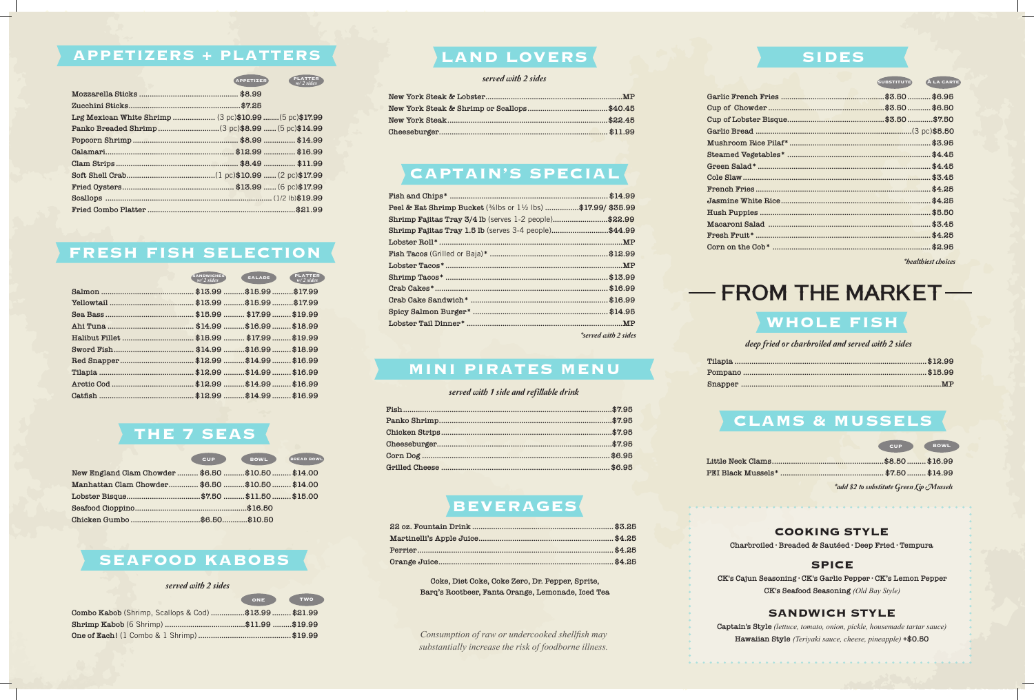## APPETIZERS + PLATTERS

| Item | APPETIZER | PLATTER *w/ 2 sides* |
|---|---|---|
| Mozzarella Sticks | $8.99 | |
| Zucchini Sticks | $7.25 | |
| Lrg Mexican White Shrimp | (3 pc)$10.99 | (5 pc)$17.99 |
| Panko Breaded Shrimp | (3 pc)$8.99 | (5 pc)$14.99 |
| Popcorn Shrimp | $8.99 | $14.99 |
| Calamari | $12.99 | $16.99 |
| Clam Strips | $8.49 | $11.99 |
| Soft Shell Crab | (1 pc)$10.99 | (2 pc)$17.99 |
| Fried Oysters | $13.99 | (6 pc)$17.99 |
| Scallops | | (1/2 lb)$19.99 |
| Fried Combo Platter | | $21.99 |

## FRESH FISH SELECTION

| Item | SANDWICHES *w/ 2 sides* | SALADS | PLATTER *w/ 2 sides* |
|---|---|---|---|
| Salmon | $13.99 | $15.99 | $17.99 |
| Yellowtail | $13.99 | $15.99 | $17.99 |
| Sea Bass | $15.99 | $17.99 | $19.99 |
| Ahi Tuna | $14.99 | $16.99 | $18.99 |
| Halibut Fillet | $15.99 | $17.99 | $19.99 |
| Sword Fish | $14.99 | $16.99 | $18.99 |
| Red Snapper | $12.99 | $14.99 | $16.99 |
| Tilapia | $12.99 | $14.99 | $16.99 |
| Arctic Cod | $12.99 | $14.99 | $16.99 |
| Catfish | $12.99 | $14.99 | $16.99 |

## THE 7 SEAS

| Item | CUP | BOWL | BREAD BOWL |
|---|---|---|---|
| New England Clam Chowder | $6.50 | $10.50 | $14.00 |
| Manhattan Clam Chowder | $6.50 | $10.50 | $14.00 |
| Lobster Bisque | $7.50 | $11.50 | $15.00 |
| Seafood Cioppino | | $16.50 | |
| Chicken Gumbo | $6.50 | $10.50 | |

## SEAFOOD KABOBS

*served with 2 sides*

| Item | ONE | TWO |
|---|---|---|
| Combo Kabob (Shrimp, Scallops & Cod) | $13.99 | $21.99 |
| Shrimp Kabob (6 Shrimp) | $11.99 | $19.99 |
| One of Each! (1 Combo & 1 Shrimp) | | $19.99 |

## LAND LOVERS

*served with 2 sides*

- New York Steak & Lobster ........ MP
- New York Steak & Shrimp or Scallops ........ $40.45
- New York Steak ........ $22.45
- Cheeseburger ........ $11.99

## CAPTAIN'S SPECIAL

- Fish and Chips* ........ $14.99
- Peel & Eat Shrimp Bucket (¾lbs or 1½ lbs) ........ $17.99/ $35.99
- Shrimp Fajitas Tray 3/4 lb (serves 1-2 people) ........ $22.99
- Shrimp Fajitas Tray 1.5 lb (serves 3-4 people) ........ $44.99
- Lobster Roll* ........ MP
- Fish Tacos (Grilled or Baja)* ........ $12.99
- Lobster Tacos* ........ MP
- Shrimp Tacos* ........ $13.99
- Crab Cakes* ........ $16.99
- Crab Cake Sandwich* ........ $16.99
- Spicy Salmon Burger* ........ $14.95
- Lobster Tail Dinner* ........ MP

*\*served with 2 sides*

## MINI PIRATES MENU

*served with 1 side and refillable drink*

- Fish ........ $7.95
- Panko Shrimp ........ $7.95
- Chicken Strips ........ $7.95
- Cheeseburger ........ $7.95
- Corn Dog ........ $6.95
- Grilled Cheese ........ $6.95

## BEVERAGES

- 22 oz. Fountain Drink ........ $3.25
- Martinelli's Apple Juice ........ $4.25
- Perrier ........ $4.25
- Orange Juice ........ $4.25

Coke, Diet Coke, Coke Zero, Dr. Pepper, Sprite, Barq's Rootbeer, Fanta Orange, Lemonade, Iced Tea

*Consumption of raw or undercooked shellfish may substantially increase the risk of foodborne illness.*

## SIDES

| Item | SUBSTITUTE | À LA CARTE |
|---|---|---|
| Garlic French Fries | $3.50 | $6.95 |
| Cup of Chowder | $3.50 | $6.50 |
| Cup of Lobster Bisque | $3.50 | $7.50 |
| Garlic Bread | | (3 pc)$5.50 |
| Mushroom Rice Pilaf* | | $3.95 |
| Steamed Vegetables* | | $4.45 |
| Green Salad* | | $4.45 |
| Cole Slaw | | $3.45 |
| French Fries | | $4.25 |
| Jasmine White Rice | | $4.25 |
| Hush Puppies | | $5.50 |
| Macaroni Salad | | $3.45 |
| Fresh Fruit* | | $4.25 |
| Corn on the Cob* | | $2.95 |

*\*healthiest choices*

# FROM THE MARKET

## WHOLE FISH

*deep fried or charbroiled and served with 2 sides*

- Tilapia ........ $12.99
- Pompano ........ $15.99
- Snapper ........ MP

## CLAMS & MUSSELS

| Item | CUP | BOWL |
|---|---|---|
| Little Neck Clams | $8.50 | $16.99 |
| PEI Black Mussels* | $7.50 | $14.99 |

*\*add $2 to substitute Green Lip Mussels*

### COOKING STYLE

Charbroiled · Breaded & Sautéed · Deep Fried · Tempura

### SPICE

CK's Cajun Seasoning · CK's Garlic Pepper · CK's Lemon Pepper
CK's Seafood Seasoning *(Old Bay Style)*

### SANDWICH STYLE

Captain's Style *(lettuce, tomato, onion, pickle, housemade tartar sauce)*
Hawaiian Style *(Teriyaki sauce, cheese, pineapple)* +$0.50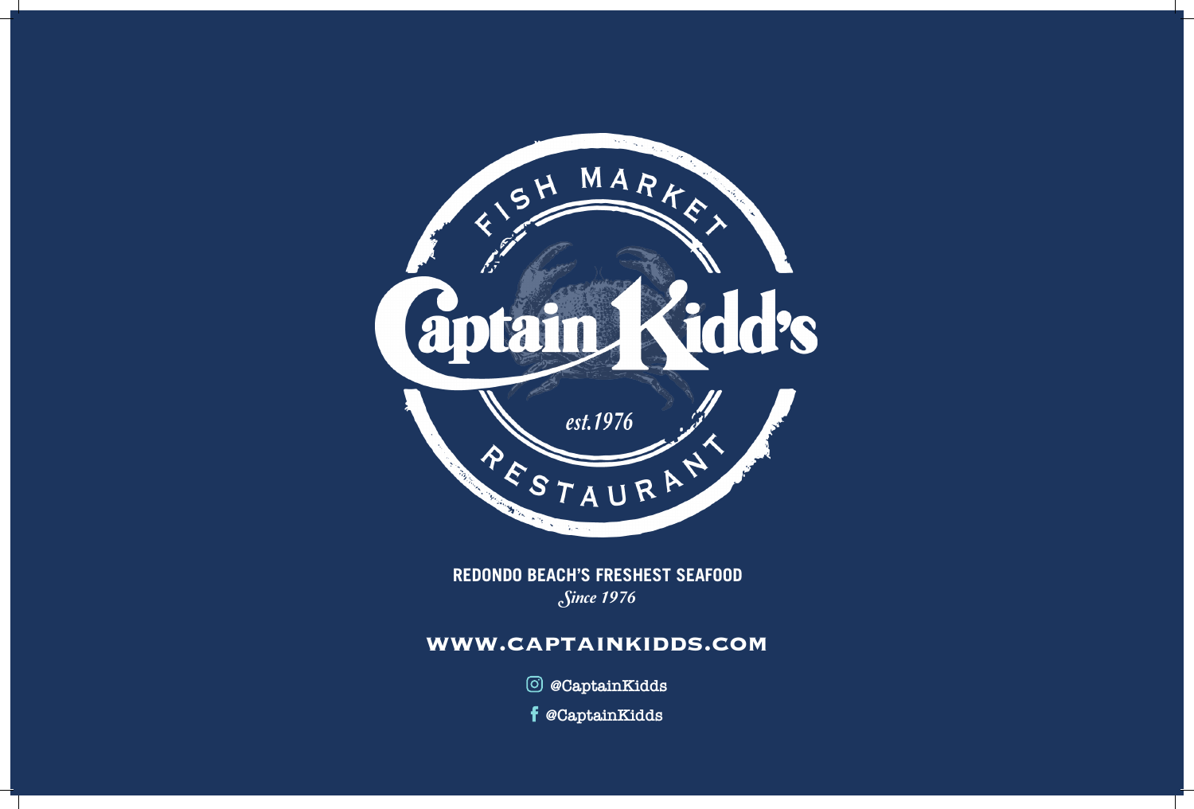FISH MARKET

# Captain Kidd's

*est.1976*

RESTAURANT

**REDONDO BEACH'S FRESHEST SEAFOOD**
*Since 1976*

**WWW.CAPTAINKIDDS.COM**

@CaptainKidds

@CaptainKidds